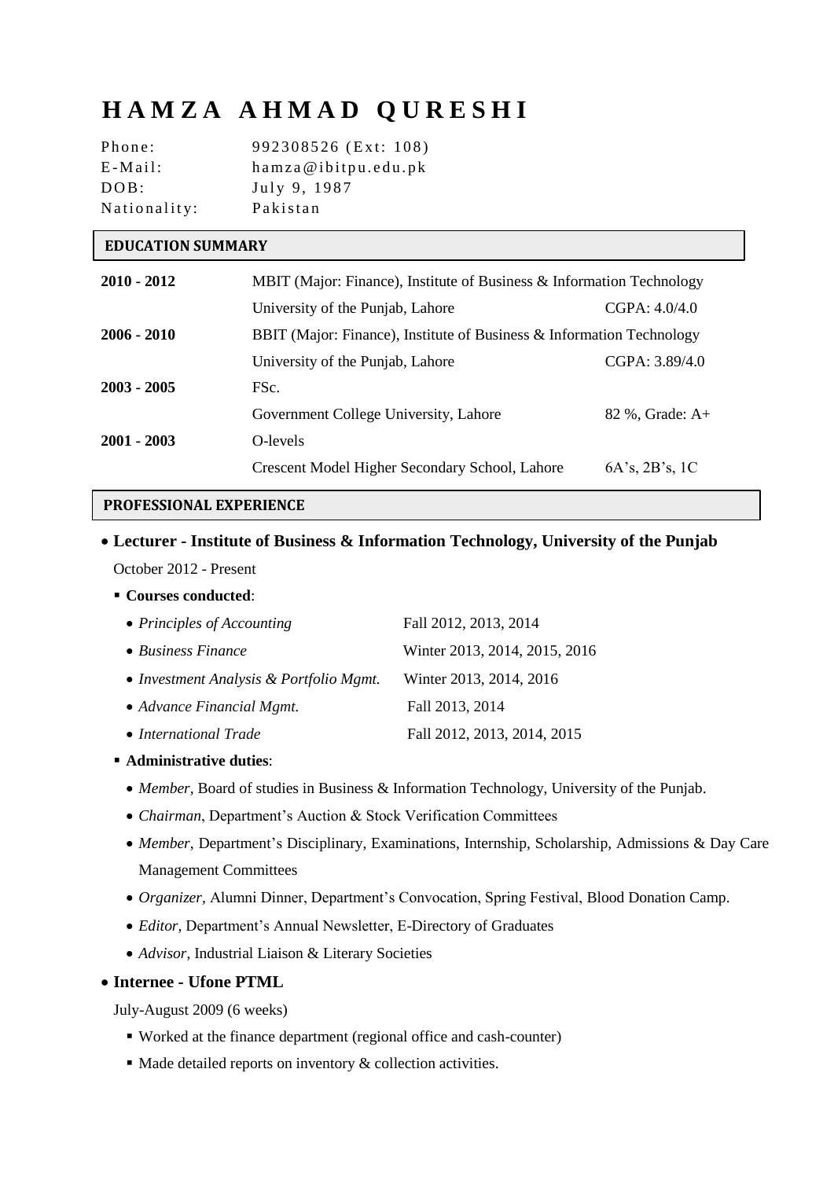# HAMZA AHMAD QURESHI

Phone: 992308526 (Ext: 108)
E-Mail: hamza@ibitpu.edu.pk
DOB: July 9, 1987
Nationality: Pakistan

## EDUCATION SUMMARY

| | | |
|---|---|---|
| **2010 - 2012** | MBIT (Major: Finance), Institute of Business & Information Technology | |
| | University of the Punjab, Lahore | CGPA: 4.0/4.0 |
| **2006 - 2010** | BBIT (Major: Finance), Institute of Business & Information Technology | |
| | University of the Punjab, Lahore | CGPA: 3.89/4.0 |
| **2003 - 2005** | FSc. | |
| | Government College University, Lahore | 82 %, Grade: A+ |
| **2001 - 2003** | O-levels | |
| | Crescent Model Higher Secondary School, Lahore | 6A's, 2B's, 1C |

## PROFESSIONAL EXPERIENCE

- **Lecturer - Institute of Business & Information Technology, University of the Punjab**

  October 2012 - Present

  - **Courses conducted**:

    | | |
    |---|---|
    | *Principles of Accounting* | Fall 2012, 2013, 2014 |
    | *Business Finance* | Winter 2013, 2014, 2015, 2016 |
    | *Investment Analysis & Portfolio Mgmt.* | Winter 2013, 2014, 2016 |
    | *Advance Financial Mgmt.* | Fall 2013, 2014 |
    | *International Trade* | Fall 2012, 2013, 2014, 2015 |

  - **Administrative duties**:
    - *Member,* Board of studies in Business & Information Technology, University of the Punjab.
    - *Chairman*, Department's Auction & Stock Verification Committees
    - *Member*, Department's Disciplinary, Examinations, Internship, Scholarship, Admissions & Day Care Management Committees
    - *Organizer*, Alumni Dinner, Department's Convocation, Spring Festival, Blood Donation Camp.
    - *Editor,* Department's Annual Newsletter, E-Directory of Graduates
    - *Advisor*, Industrial Liaison & Literary Societies

- **Internee - Ufone PTML**

  July-August 2009 (6 weeks)

  - Worked at the finance department (regional office and cash-counter)
  - Made detailed reports on inventory & collection activities.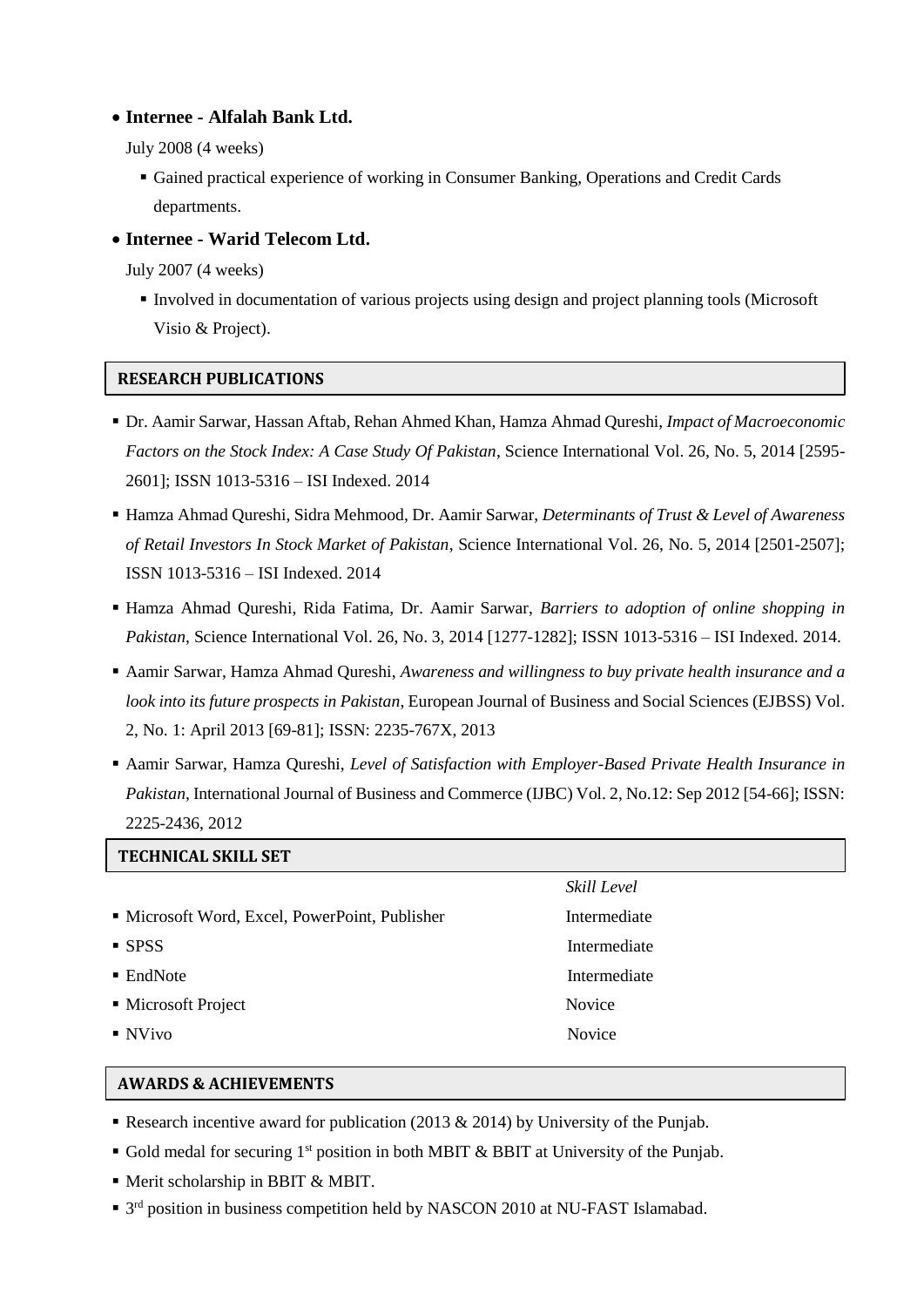- **Internee - Alfalah Bank Ltd.**

  July 2008 (4 weeks)

  - Gained practical experience of working in Consumer Banking, Operations and Credit Cards departments.

- **Internee - Warid Telecom Ltd.**

  July 2007 (4 weeks)

  - Involved in documentation of various projects using design and project planning tools (Microsoft Visio & Project).

## RESEARCH PUBLICATIONS

- Dr. Aamir Sarwar, Hassan Aftab, Rehan Ahmed Khan, Hamza Ahmad Qureshi, *Impact of Macroeconomic Factors on the Stock Index: A Case Study Of Pakistan*, Science International Vol. 26, No. 5, 2014 [2595-2601]; ISSN 1013-5316 – ISI Indexed. 2014
- Hamza Ahmad Qureshi, Sidra Mehmood, Dr. Aamir Sarwar, *Determinants of Trust & Level of Awareness of Retail Investors In Stock Market of Pakistan*, Science International Vol. 26, No. 5, 2014 [2501-2507]; ISSN 1013-5316 – ISI Indexed. 2014
- Hamza Ahmad Qureshi, Rida Fatima, Dr. Aamir Sarwar, *Barriers to adoption of online shopping in Pakistan*, Science International Vol. 26, No. 3, 2014 [1277-1282]; ISSN 1013-5316 – ISI Indexed. 2014.
- Aamir Sarwar, Hamza Ahmad Qureshi, *Awareness and willingness to buy private health insurance and a look into its future prospects in Pakistan*, European Journal of Business and Social Sciences (EJBSS) Vol. 2, No. 1: April 2013 [69-81]; ISSN: 2235-767X, 2013
- Aamir Sarwar, Hamza Qureshi, *Level of Satisfaction with Employer-Based Private Health Insurance in Pakistan*, International Journal of Business and Commerce (IJBC) Vol. 2, No.12: Sep 2012 [54-66]; ISSN: 2225-2436, 2012

## TECHNICAL SKILL SET

| | *Skill Level* |
|---|---|
| Microsoft Word, Excel, PowerPoint, Publisher | Intermediate |
| SPSS | Intermediate |
| EndNote | Intermediate |
| Microsoft Project | Novice |
| NVivo | Novice |

## AWARDS & ACHIEVEMENTS

- Research incentive award for publication (2013 & 2014) by University of the Punjab.
- Gold medal for securing 1st position in both MBIT & BBIT at University of the Punjab.
- Merit scholarship in BBIT & MBIT.
- 3rd position in business competition held by NASCON 2010 at NU-FAST Islamabad.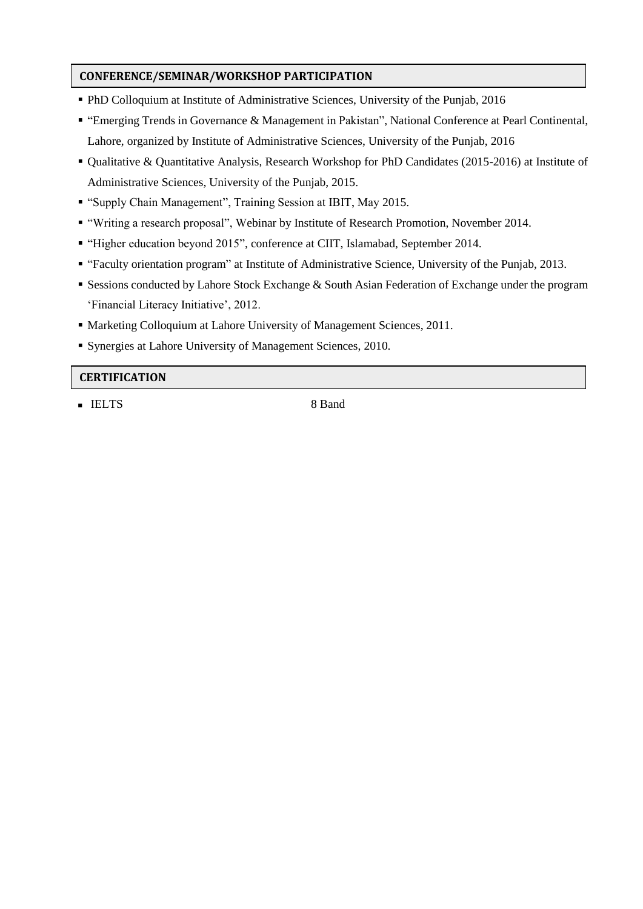## CONFERENCE/SEMINAR/WORKSHOP PARTICIPATION

- PhD Colloquium at Institute of Administrative Sciences, University of the Punjab, 2016
- "Emerging Trends in Governance & Management in Pakistan", National Conference at Pearl Continental, Lahore, organized by Institute of Administrative Sciences, University of the Punjab, 2016
- Qualitative & Quantitative Analysis, Research Workshop for PhD Candidates (2015-2016) at Institute of Administrative Sciences, University of the Punjab, 2015.
- "Supply Chain Management", Training Session at IBIT, May 2015.
- "Writing a research proposal", Webinar by Institute of Research Promotion, November 2014.
- "Higher education beyond 2015", conference at CIIT, Islamabad, September 2014.
- "Faculty orientation program" at Institute of Administrative Science, University of the Punjab, 2013.
- Sessions conducted by Lahore Stock Exchange & South Asian Federation of Exchange under the program 'Financial Literacy Initiative', 2012.
- Marketing Colloquium at Lahore University of Management Sciences, 2011.
- Synergies at Lahore University of Management Sciences, 2010.

## CERTIFICATION

- IELTS 8 Band